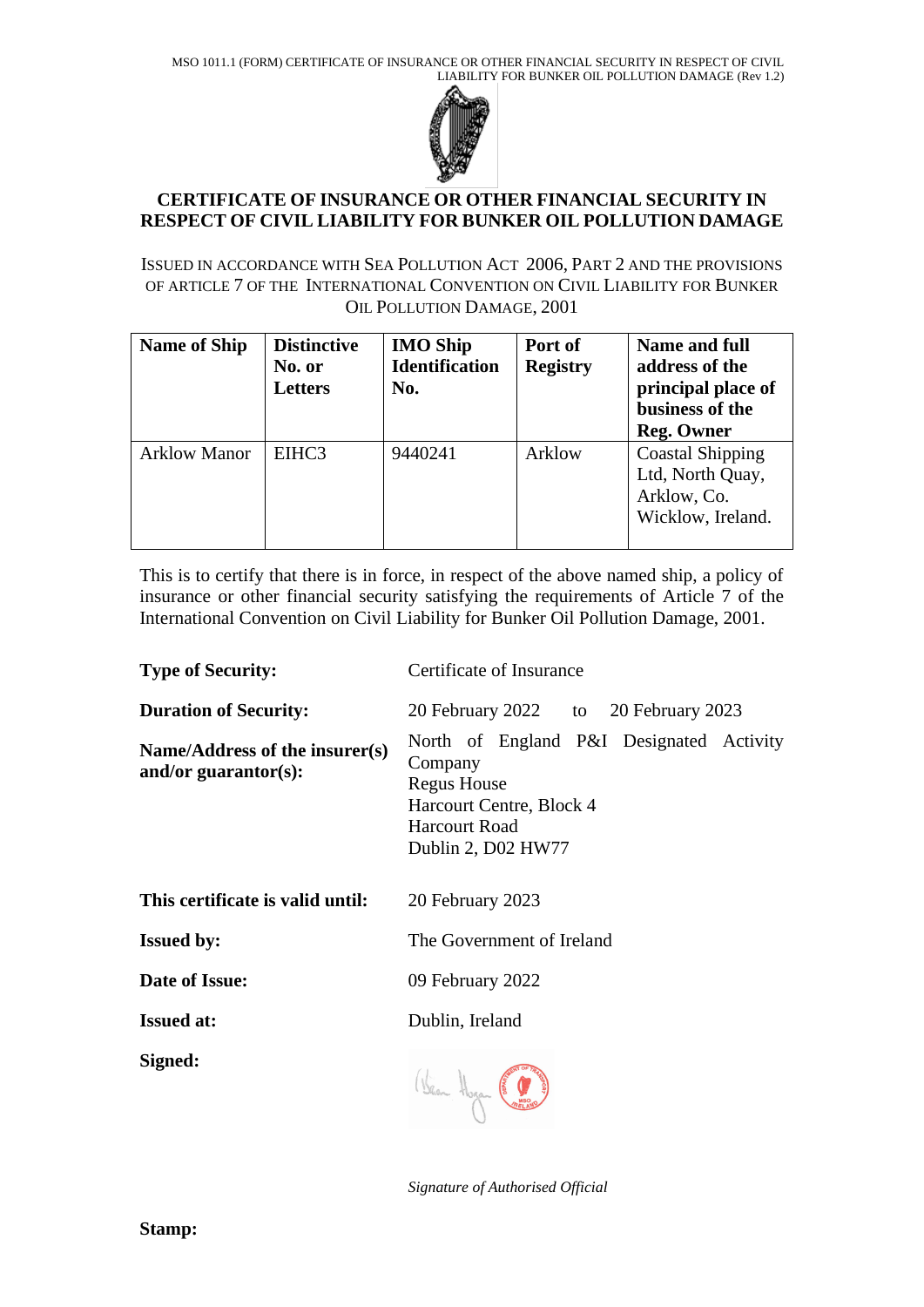MSO 1011.1 (FORM) CERTIFICATE OF INSURANCE OR OTHER FINANCIAL SECURITY IN RESPECT OF CIVIL LIABILITY FOR BUNKER OIL POLLUTION DAMAGE (Rev 1.2)

# CERTIFICATE OF INSURANCE OR OTHER FINANCIAL SECURITY IN RESPECT OF CIVIL LIABILITY FOR BUNKER OIL POLLUTION DAMAGE

ISSUED IN ACCORDANCE WITH SEA POLLUTION ACT 2006, PART 2 AND THE PROVISIONS OF ARTICLE 7 OF THE INTERNATIONAL CONVENTION ON CIVIL LIABILITY FOR BUNKER OIL POLLUTION DAMAGE, 2001

| Name of Ship | Distinctive No. or Letters | IMO Ship Identification No. | Port of Registry | Name and full address of the principal place of business of the Reg. Owner |
|---|---|---|---|---|
| Arklow Manor | EIHC3 | 9440241 | Arklow | Coastal Shipping Ltd, North Quay, Arklow, Co. Wicklow, Ireland. |

This is to certify that there is in force, in respect of the above named ship, a policy of insurance or other financial security satisfying the requirements of Article 7 of the International Convention on Civil Liability for Bunker Oil Pollution Damage, 2001.

**Type of Security:** Certificate of Insurance

**Duration of Security:** 20 February 2022 to 20 February 2023

**Name/Address of the insurer(s) and/or guarantor(s):** North of England P&I Designated Activity Company
Regus House
Harcourt Centre, Block 4
Harcourt Road
Dublin 2, D02 HW77

**This certificate is valid until:** 20 February 2023

**Issued by:** The Government of Ireland

**Date of Issue:** 09 February 2022

**Issued at:** Dublin, Ireland

**Signed:**

*Signature of Authorised Official*

**Stamp:**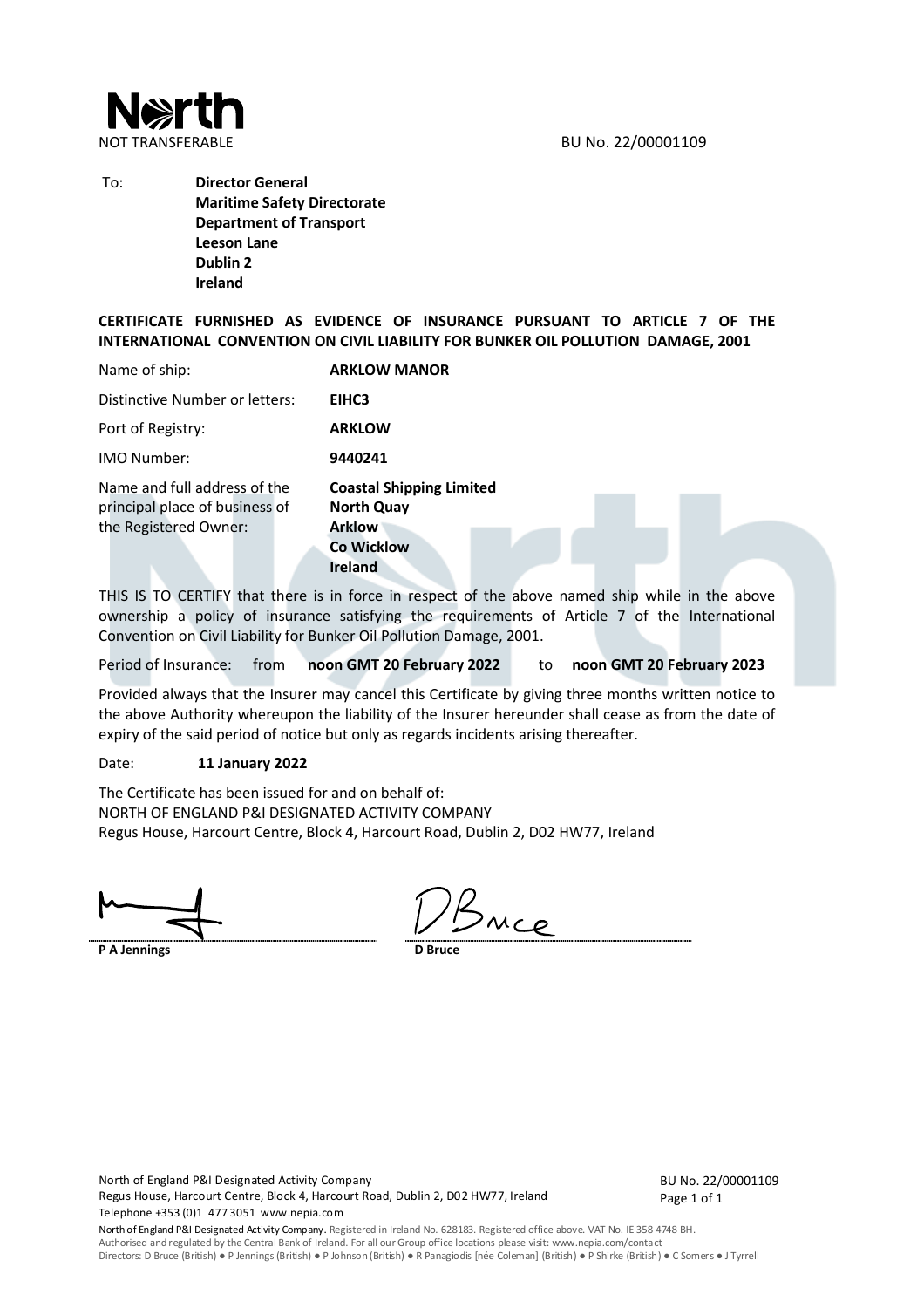NOT TRANSFERABLE

BU No. 22/00001109

To: **Director General**
**Maritime Safety Directorate**
**Department of Transport**
**Leeson Lane**
**Dublin 2**
**Ireland**

**CERTIFICATE FURNISHED AS EVIDENCE OF INSURANCE PURSUANT TO ARTICLE 7 OF THE INTERNATIONAL CONVENTION ON CIVIL LIABILITY FOR BUNKER OIL POLLUTION DAMAGE, 2001**

| | |
|---|---|
| Name of ship: | **ARKLOW MANOR** |
| Distinctive Number or letters: | **EIHC3** |
| Port of Registry: | **ARKLOW** |
| IMO Number: | **9440241** |
| Name and full address of the principal place of business of the Registered Owner: | **Coastal Shipping Limited**<br>**North Quay**<br>**Arklow**<br>**Co Wicklow**<br>**Ireland** |

THIS IS TO CERTIFY that there is in force in respect of the above named ship while in the above ownership a policy of insurance satisfying the requirements of Article 7 of the International Convention on Civil Liability for Bunker Oil Pollution Damage, 2001.

Period of Insurance: from **noon GMT 20 February 2022** to **noon GMT 20 February 2023**

Provided always that the Insurer may cancel this Certificate by giving three months written notice to the above Authority whereupon the liability of the Insurer hereunder shall cease as from the date of expiry of the said period of notice but only as regards incidents arising thereafter.

Date: **11 January 2022**

The Certificate has been issued for and on behalf of:
NORTH OF ENGLAND P&I DESIGNATED ACTIVITY COMPANY
Regus House, Harcourt Centre, Block 4, Harcourt Road, Dublin 2, D02 HW77, Ireland

**P A Jennings** **D Bruce**

North of England P&I Designated Activity Company
Regus House, Harcourt Centre, Block 4, Harcourt Road, Dublin 2, D02 HW77, Ireland
Telephone +353 (0)1 477 3051 www.nepia.com

North of England P&I Designated Activity Company. Registered in Ireland No. 628183. Registered office above. VAT No. IE 358 4748 BH.
Authorised and regulated by the Central Bank of Ireland. For all our Group office locations please visit: www.nepia.com/contact
Directors: D Bruce (British) ● P Jennings (British) ● P Johnson (British) ● R Panagiodis [née Coleman] (British) ● P Shirke (British) ● C Somers ● J Tyrrell